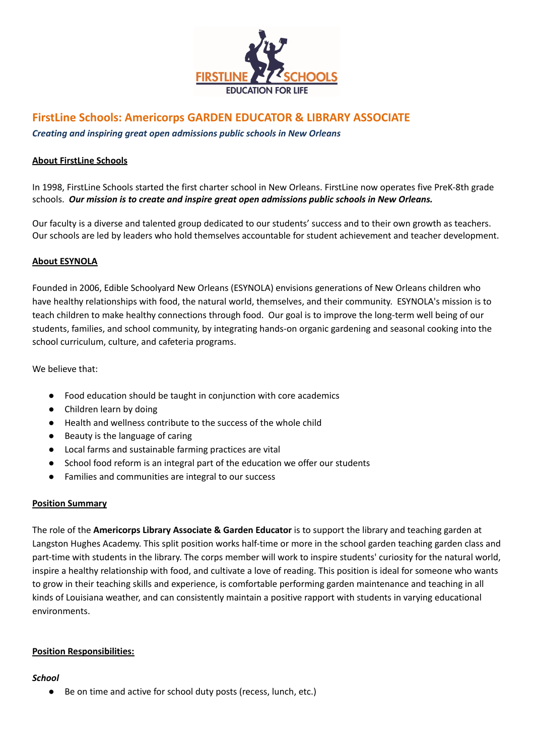# FirstLine Schools: Americorps GARDEN EDUCATOR & LIBRARY ASSOCIATE

***Creating and inspiring great open admissions public schools in New Orleans***

## About FirstLine Schools

In 1998, FirstLine Schools started the first charter school in New Orleans. FirstLine now operates five PreK-8th grade schools. ***Our mission is to create and inspire great open admissions public schools in New Orleans.***

Our faculty is a diverse and talented group dedicated to our students' success and to their own growth as teachers. Our schools are led by leaders who hold themselves accountable for student achievement and teacher development.

## About ESYNOLA

Founded in 2006, Edible Schoolyard New Orleans (ESYNOLA) envisions generations of New Orleans children who have healthy relationships with food, the natural world, themselves, and their community. ESYNOLA's mission is to teach children to make healthy connections through food. Our goal is to improve the long-term well being of our students, families, and school community, by integrating hands-on organic gardening and seasonal cooking into the school curriculum, culture, and cafeteria programs.

We believe that:

- Food education should be taught in conjunction with core academics
- Children learn by doing
- Health and wellness contribute to the success of the whole child
- Beauty is the language of caring
- Local farms and sustainable farming practices are vital
- School food reform is an integral part of the education we offer our students
- Families and communities are integral to our success

## Position Summary

The role of the **Americorps Library Associate & Garden Educator** is to support the library and teaching garden at Langston Hughes Academy. This split position works half-time or more in the school garden teaching garden class and part-time with students in the library. The corps member will work to inspire students' curiosity for the natural world, inspire a healthy relationship with food, and cultivate a love of reading. This position is ideal for someone who wants to grow in their teaching skills and experience, is comfortable performing garden maintenance and teaching in all kinds of Louisiana weather, and can consistently maintain a positive rapport with students in varying educational environments.

## Position Responsibilities:

### *School*

- Be on time and active for school duty posts (recess, lunch, etc.)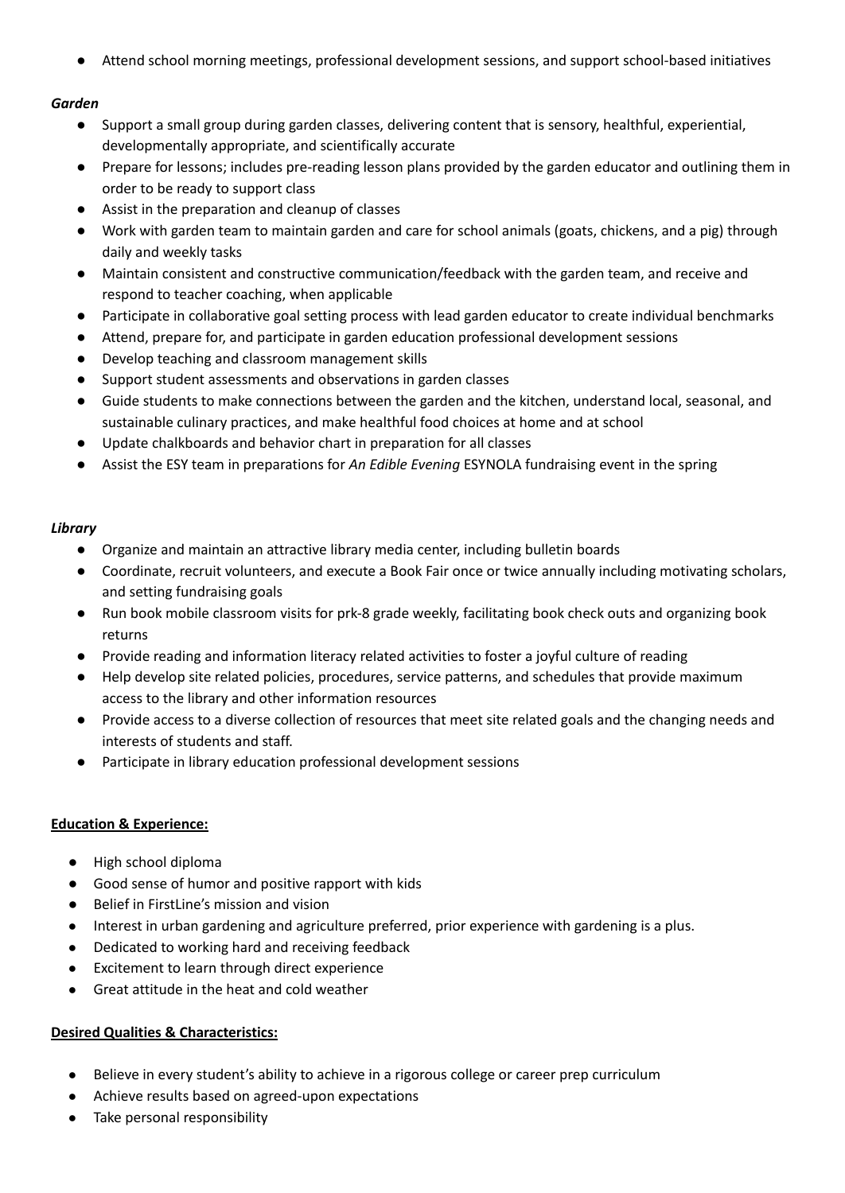- Attend school morning meetings, professional development sessions, and support school-based initiatives

***Garden***

- Support a small group during garden classes, delivering content that is sensory, healthful, experiential, developmentally appropriate, and scientifically accurate
- Prepare for lessons; includes pre-reading lesson plans provided by the garden educator and outlining them in order to be ready to support class
- Assist in the preparation and cleanup of classes
- Work with garden team to maintain garden and care for school animals (goats, chickens, and a pig) through daily and weekly tasks
- Maintain consistent and constructive communication/feedback with the garden team, and receive and respond to teacher coaching, when applicable
- Participate in collaborative goal setting process with lead garden educator to create individual benchmarks
- Attend, prepare for, and participate in garden education professional development sessions
- Develop teaching and classroom management skills
- Support student assessments and observations in garden classes
- Guide students to make connections between the garden and the kitchen, understand local, seasonal, and sustainable culinary practices, and make healthful food choices at home and at school
- Update chalkboards and behavior chart in preparation for all classes
- Assist the ESY team in preparations for *An Edible Evening* ESYNOLA fundraising event in the spring

***Library***

- Organize and maintain an attractive library media center, including bulletin boards
- Coordinate, recruit volunteers, and execute a Book Fair once or twice annually including motivating scholars, and setting fundraising goals
- Run book mobile classroom visits for prk-8 grade weekly, facilitating book check outs and organizing book returns
- Provide reading and information literacy related activities to foster a joyful culture of reading
- Help develop site related policies, procedures, service patterns, and schedules that provide maximum access to the library and other information resources
- Provide access to a diverse collection of resources that meet site related goals and the changing needs and interests of students and staff.
- Participate in library education professional development sessions

**Education & Experience:**

- High school diploma
- Good sense of humor and positive rapport with kids
- Belief in FirstLine's mission and vision
- Interest in urban gardening and agriculture preferred, prior experience with gardening is a plus.
- Dedicated to working hard and receiving feedback
- Excitement to learn through direct experience
- Great attitude in the heat and cold weather

**Desired Qualities & Characteristics:**

- Believe in every student's ability to achieve in a rigorous college or career prep curriculum
- Achieve results based on agreed-upon expectations
- Take personal responsibility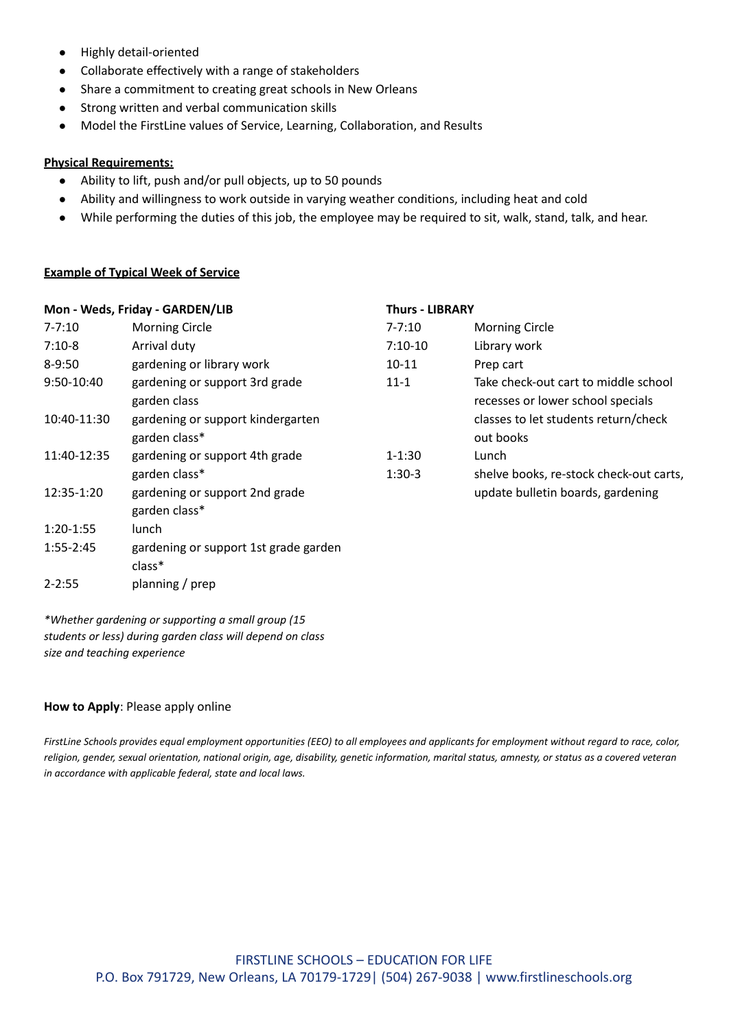- Highly detail-oriented
- Collaborate effectively with a range of stakeholders
- Share a commitment to creating great schools in New Orleans
- Strong written and verbal communication skills
- Model the FirstLine values of Service, Learning, Collaboration, and Results

**Physical Requirements:**

- Ability to lift, push and/or pull objects, up to 50 pounds
- Ability and willingness to work outside in varying weather conditions, including heat and cold
- While performing the duties of this job, the employee may be required to sit, walk, stand, talk, and hear.

**Example of Typical Week of Service**

**Mon - Weds, Friday - GARDEN/LIB**

| | |
|---|---|
| 7-7:10 | Morning Circle |
| 7:10-8 | Arrival duty |
| 8-9:50 | gardening or library work |
| 9:50-10:40 | gardening or support 3rd grade garden class |
| 10:40-11:30 | gardening or support kindergarten garden class* |
| 11:40-12:35 | gardening or support 4th grade garden class* |
| 12:35-1:20 | gardening or support 2nd grade garden class* |
| 1:20-1:55 | lunch |
| 1:55-2:45 | gardening or support 1st grade garden class* |
| 2-2:55 | planning / prep |

*\*Whether gardening or supporting a small group (15 students or less) during garden class will depend on class size and teaching experience*

**Thurs - LIBRARY**

| | |
|---|---|
| 7-7:10 | Morning Circle |
| 7:10-10 | Library work |
| 10-11 | Prep cart |
| 11-1 | Take check-out cart to middle school recesses or lower school specials classes to let students return/check out books |
| 1-1:30 | Lunch |
| 1:30-3 | shelve books, re-stock check-out carts, update bulletin boards, gardening |

**How to Apply**: Please apply online

*FirstLine Schools provides equal employment opportunities (EEO) to all employees and applicants for employment without regard to race, color, religion, gender, sexual orientation, national origin, age, disability, genetic information, marital status, amnesty, or status as a covered veteran in accordance with applicable federal, state and local laws.*

FIRSTLINE SCHOOLS – EDUCATION FOR LIFE
P.O. Box 791729, New Orleans, LA 70179-1729| (504) 267-9038 | www.firstlineschools.org